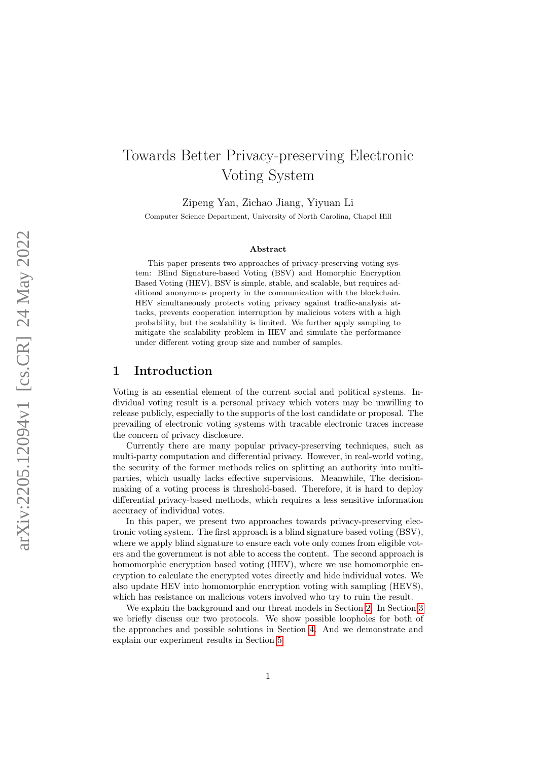# Towards Better Privacy-preserving Electronic Voting System

Zipeng Yan, Zichao Jiang, Yiyuan Li

Computer Science Department, University of North Carolina, Chapel Hill

**Abstract**

This paper presents two approaches of privacy-preserving voting system: Blind Signature-based Voting (BSV) and Homorphic Encryption Based Voting (HEV). BSV is simple, stable, and scalable, but requires additional anonymous property in the communication with the blockchain. HEV simultaneously protects voting privacy against traffic-analysis attacks, prevents cooperation interruption by malicious voters with a high probability, but the scalability is limited. We further apply sampling to mitigate the scalability problem in HEV and simulate the performance under different voting group size and number of samples.

## 1 Introduction

Voting is an essential element of the current social and political systems. Individual voting result is a personal privacy which voters may be unwilling to release publicly, especially to the supports of the lost candidate or proposal. The prevailing of electronic voting systems with tracable electronic traces increase the concern of privacy disclosure.

Currently there are many popular privacy-preserving techniques, such as multi-party computation and differential privacy. However, in real-world voting, the security of the former methods relies on splitting an authority into multi-parties, which usually lacks effective supervisions. Meanwhile, The decision-making of a voting process is threshold-based. Therefore, it is hard to deploy differential privacy-based methods, which requires a less sensitive information accuracy of individual votes.

In this paper, we present two approaches towards privacy-preserving electronic voting system. The first approach is a blind signature based voting (BSV), where we apply blind signature to ensure each vote only comes from eligible voters and the government is not able to access the content. The second approach is homomorphic encryption based voting (HEV), where we use homomorphic encryption to calculate the encrypted votes directly and hide individual votes. We also update HEV into homomorphic encryption voting with sampling (HEVS), which has resistance on malicious voters involved who try to ruin the result.

We explain the background and our threat models in Section 2. In Section 3 we briefly discuss our two protocols. We show possible loopholes for both of the approaches and possible solutions in Section 4. And we demonstrate and explain our experiment results in Section 5.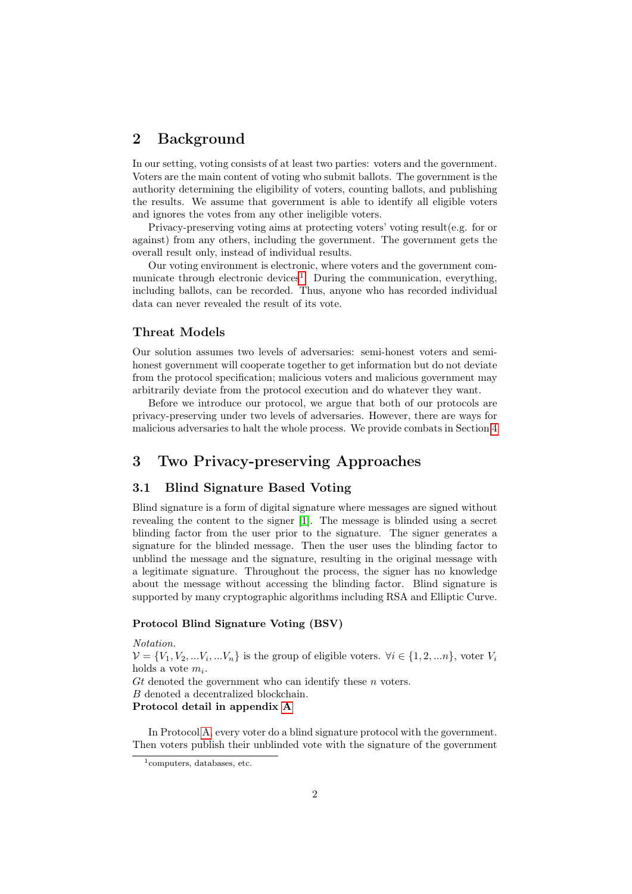## 2 Background

In our setting, voting consists of at least two parties: voters and the government. Voters are the main content of voting who submit ballots. The government is the authority determining the eligibility of voters, counting ballots, and publishing the results. We assume that government is able to identify all eligible voters and ignores the votes from any other ineligible voters.

Privacy-preserving voting aims at protecting voters' voting result(e.g. for or against) from any others, including the government. The government gets the overall result only, instead of individual results.

Our voting environment is electronic, where voters and the government communicate through electronic devices[1]. During the communication, everything, including ballots, can be recorded. Thus, anyone who has recorded individual data can never revealed the result of its vote.

### Threat Models

Our solution assumes two levels of adversaries: semi-honest voters and semi-honest government will cooperate together to get information but do not deviate from the protocol specification; malicious voters and malicious government may arbitrarily deviate from the protocol execution and do whatever they want.

Before we introduce our protocol, we argue that both of our protocols are privacy-preserving under two levels of adversaries. However, there are ways for malicious adversaries to halt the whole process. We provide combats in Section 4

## 3 Two Privacy-preserving Approaches

### 3.1 Blind Signature Based Voting

Blind signature is a form of digital signature where messages are signed without revealing the content to the signer [1]. The message is blinded using a secret blinding factor from the user prior to the signature. The signer generates a signature for the blinded message. Then the user uses the blinding factor to unblind the message and the signature, resulting in the original message with a legitimate signature. Throughout the process, the signer has no knowledge about the message without accessing the blinding factor. Blind signature is supported by many cryptographic algorithms including RSA and Elliptic Curve.

#### Protocol Blind Signature Voting (BSV)

*Notation.*
$\mathcal{V} = \{V_1, V_2, ...V_i, ...V_n\}$ is the group of eligible voters. $\forall i \in \{1, 2, ...n\}$, voter $V_i$ holds a vote $m_i$.
$Gt$ denoted the government who can identify these $n$ voters.
$B$ denoted a decentralized blockchain.
**Protocol detail in appendix A**

In Protocol A, every voter do a blind signature protocol with the government. Then voters publish their unblinded vote with the signature of the government

[1] computers, databases, etc.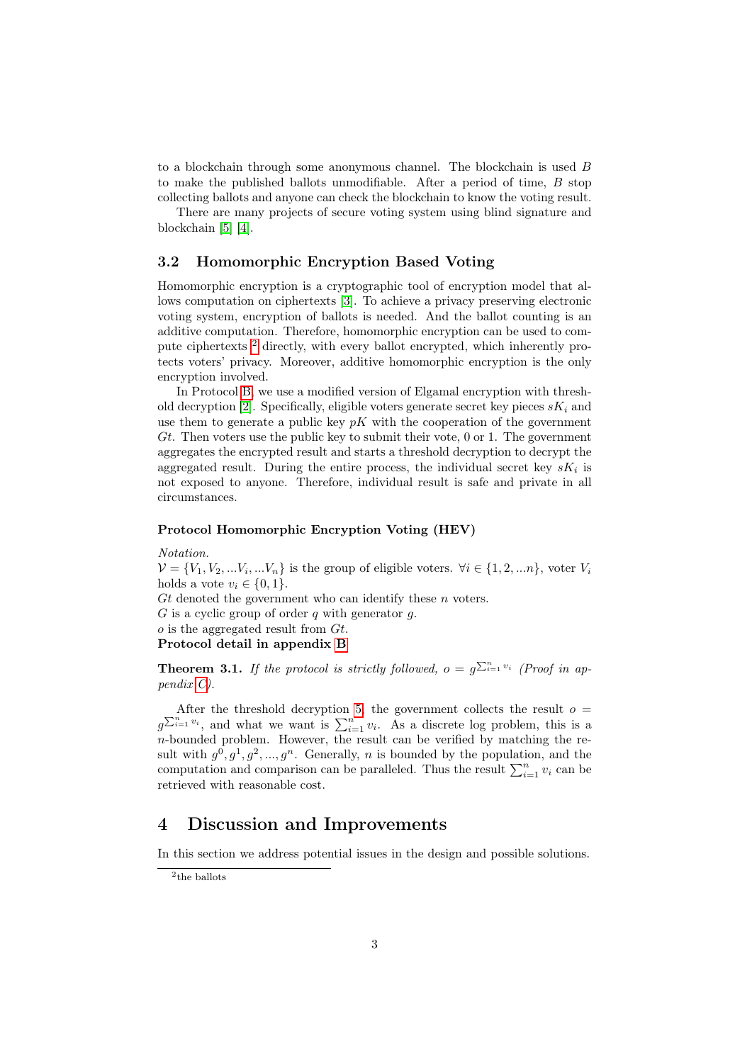to a blockchain through some anonymous channel. The blockchain is used $B$ to make the published ballots unmodifiable. After a period of time, $B$ stop collecting ballots and anyone can check the blockchain to know the voting result.

There are many projects of secure voting system using blind signature and blockchain [5] [4].

### 3.2 Homomorphic Encryption Based Voting

Homomorphic encryption is a cryptographic tool of encryption model that allows computation on ciphertexts [3]. To achieve a privacy preserving electronic voting system, encryption of ballots is needed. And the ballot counting is an additive computation. Therefore, homomorphic encryption can be used to compute ciphertexts [2] directly, with every ballot encrypted, which inherently protects voters' privacy. Moreover, additive homomorphic encryption is the only encryption involved.

In Protocol B, we use a modified version of Elgamal encryption with threshold decryption [2]. Specifically, eligible voters generate secret key pieces $sK_i$ and use them to generate a public key $pK$ with the cooperation of the government $Gt$. Then voters use the public key to submit their vote, 0 or 1. The government aggregates the encrypted result and starts a threshold decryption to decrypt the aggregated result. During the entire process, the individual secret key $sK_i$ is not exposed to anyone. Therefore, individual result is safe and private in all circumstances.

#### Protocol Homomorphic Encryption Voting (HEV)

*Notation.*
$\mathcal{V} = \{V_1, V_2, ...V_i, ...V_n\}$ is the group of eligible voters. $\forall i \in \{1, 2, ...n\}$, voter $V_i$ holds a vote $v_i \in \{0, 1\}$.
$Gt$ denoted the government who can identify these $n$ voters.
$G$ is a cyclic group of order $q$ with generator $g$.
$o$ is the aggregated result from $Gt$.
**Protocol detail in appendix B**

**Theorem 3.1.** *If the protocol is strictly followed, $o = g^{\sum_{i=1}^{n} v_i}$ (Proof in appendix C).*

After the threshold decryption 5, the government collects the result $o = g^{\sum_{i=1}^{n} v_i}$, and what we want is $\sum_{i=1}^{n} v_i$. As a discrete log problem, this is a $n$-bounded problem. However, the result can be verified by matching the result with $g^0, g^1, g^2, ..., g^n$. Generally, $n$ is bounded by the population, and the computation and comparison can be paralleled. Thus the result $\sum_{i=1}^{n} v_i$ can be retrieved with reasonable cost.

## 4 Discussion and Improvements

In this section we address potential issues in the design and possible solutions.

[2] the ballots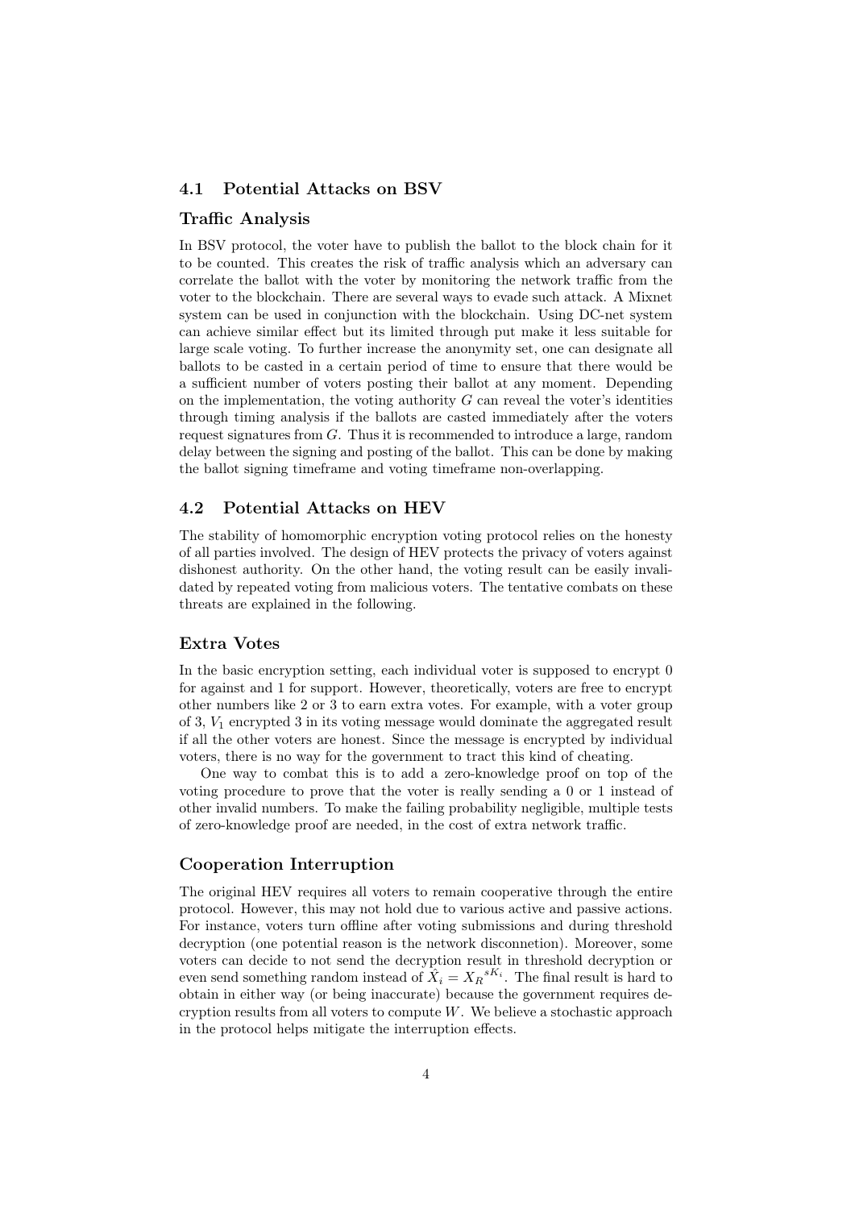## 4.1 Potential Attacks on BSV

### Traffic Analysis

In BSV protocol, the voter have to publish the ballot to the block chain for it to be counted. This creates the risk of traffic analysis which an adversary can correlate the ballot with the voter by monitoring the network traffic from the voter to the blockchain. There are several ways to evade such attack. A Mixnet system can be used in conjunction with the blockchain. Using DC-net system can achieve similar effect but its limited through put make it less suitable for large scale voting. To further increase the anonymity set, one can designate all ballots to be casted in a certain period of time to ensure that there would be a sufficient number of voters posting their ballot at any moment. Depending on the implementation, the voting authority $G$ can reveal the voter's identities through timing analysis if the ballots are casted immediately after the voters request signatures from $G$. Thus it is recommended to introduce a large, random delay between the signing and posting of the ballot. This can be done by making the ballot signing timeframe and voting timeframe non-overlapping.

## 4.2 Potential Attacks on HEV

The stability of homomorphic encryption voting protocol relies on the honesty of all parties involved. The design of HEV protects the privacy of voters against dishonest authority. On the other hand, the voting result can be easily invalidated by repeated voting from malicious voters. The tentative combats on these threats are explained in the following.

### Extra Votes

In the basic encryption setting, each individual voter is supposed to encrypt 0 for against and 1 for support. However, theoretically, voters are free to encrypt other numbers like 2 or 3 to earn extra votes. For example, with a voter group of 3, $V_1$ encrypted 3 in its voting message would dominate the aggregated result if all the other voters are honest. Since the message is encrypted by individual voters, there is no way for the government to tract this kind of cheating.

One way to combat this is to add a zero-knowledge proof on top of the voting procedure to prove that the voter is really sending a 0 or 1 instead of other invalid numbers. To make the failing probability negligible, multiple tests of zero-knowledge proof are needed, in the cost of extra network traffic.

### Cooperation Interruption

The original HEV requires all voters to remain cooperative through the entire protocol. However, this may not hold due to various active and passive actions. For instance, voters turn offline after voting submissions and during threshold decryption (one potential reason is the network disconnetion). Moreover, some voters can decide to not send the decryption result in threshold decryption or even send something random instead of $\hat{X}_i = {X_R}^{sK_i}$. The final result is hard to obtain in either way (or being inaccurate) because the government requires decryption results from all voters to compute $W$. We believe a stochastic approach in the protocol helps mitigate the interruption effects.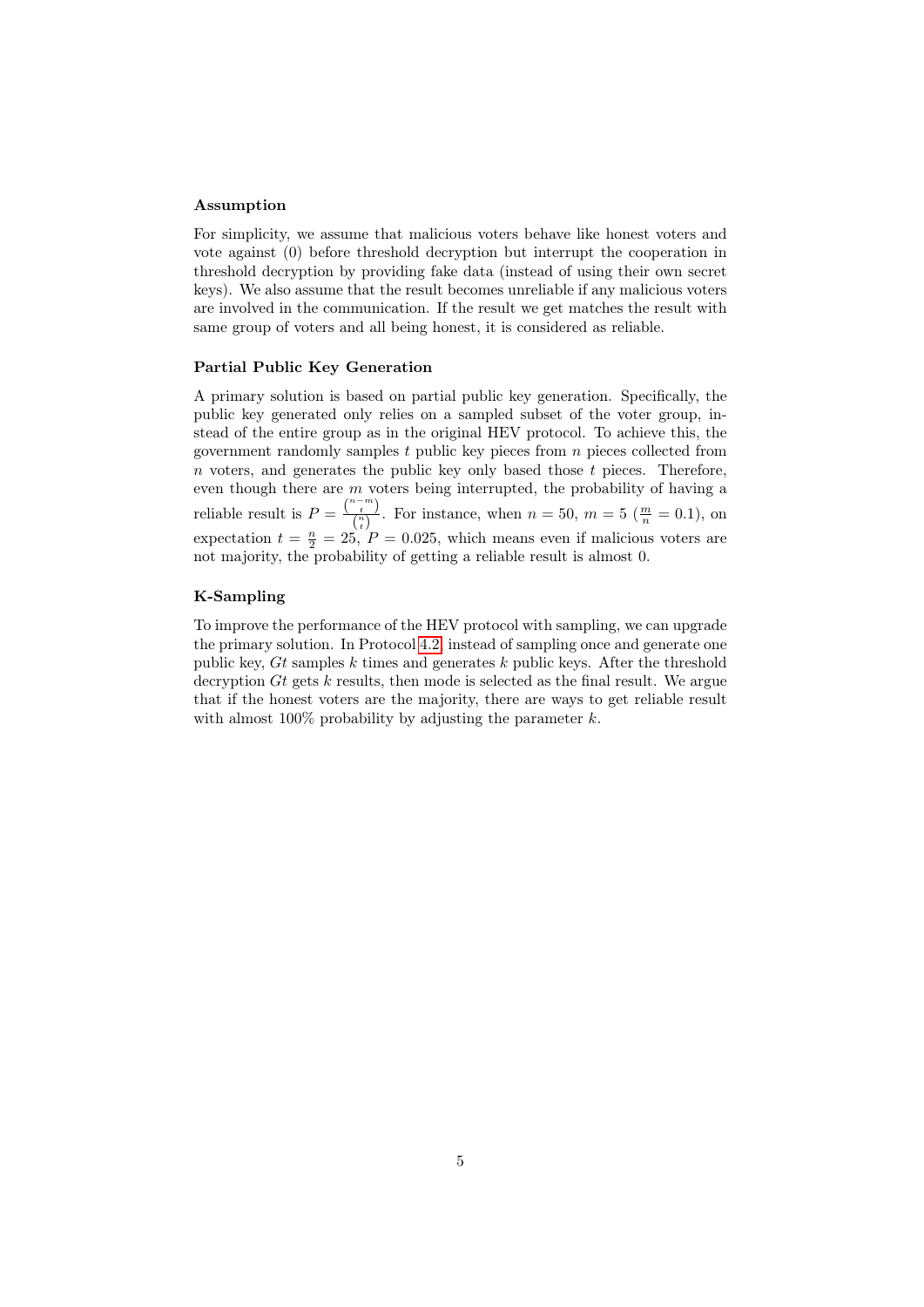### Assumption

For simplicity, we assume that malicious voters behave like honest voters and vote against (0) before threshold decryption but interrupt the cooperation in threshold decryption by providing fake data (instead of using their own secret keys). We also assume that the result becomes unreliable if any malicious voters are involved in the communication. If the result we get matches the result with same group of voters and all being honest, it is considered as reliable.

### Partial Public Key Generation

A primary solution is based on partial public key generation. Specifically, the public key generated only relies on a sampled subset of the voter group, instead of the entire group as in the original HEV protocol. To achieve this, the government randomly samples $t$ public key pieces from $n$ pieces collected from $n$ voters, and generates the public key only based those $t$ pieces. Therefore, even though there are $m$ voters being interrupted, the probability of having a reliable result is $P = \frac{\binom{n-m}{t}}{\binom{n}{t}}$. For instance, when $n = 50$, $m = 5$ ($\frac{m}{n} = 0.1$), on expectation $t = \frac{n}{2} = 25$, $P = 0.025$, which means even if malicious voters are not majority, the probability of getting a reliable result is almost 0.

### K-Sampling

To improve the performance of the HEV protocol with sampling, we can upgrade the primary solution. In Protocol 4.2, instead of sampling once and generate one public key, $Gt$ samples $k$ times and generates $k$ public keys. After the threshold decryption $Gt$ gets $k$ results, then mode is selected as the final result. We argue that if the honest voters are the majority, there are ways to get reliable result with almost 100% probability by adjusting the parameter $k$.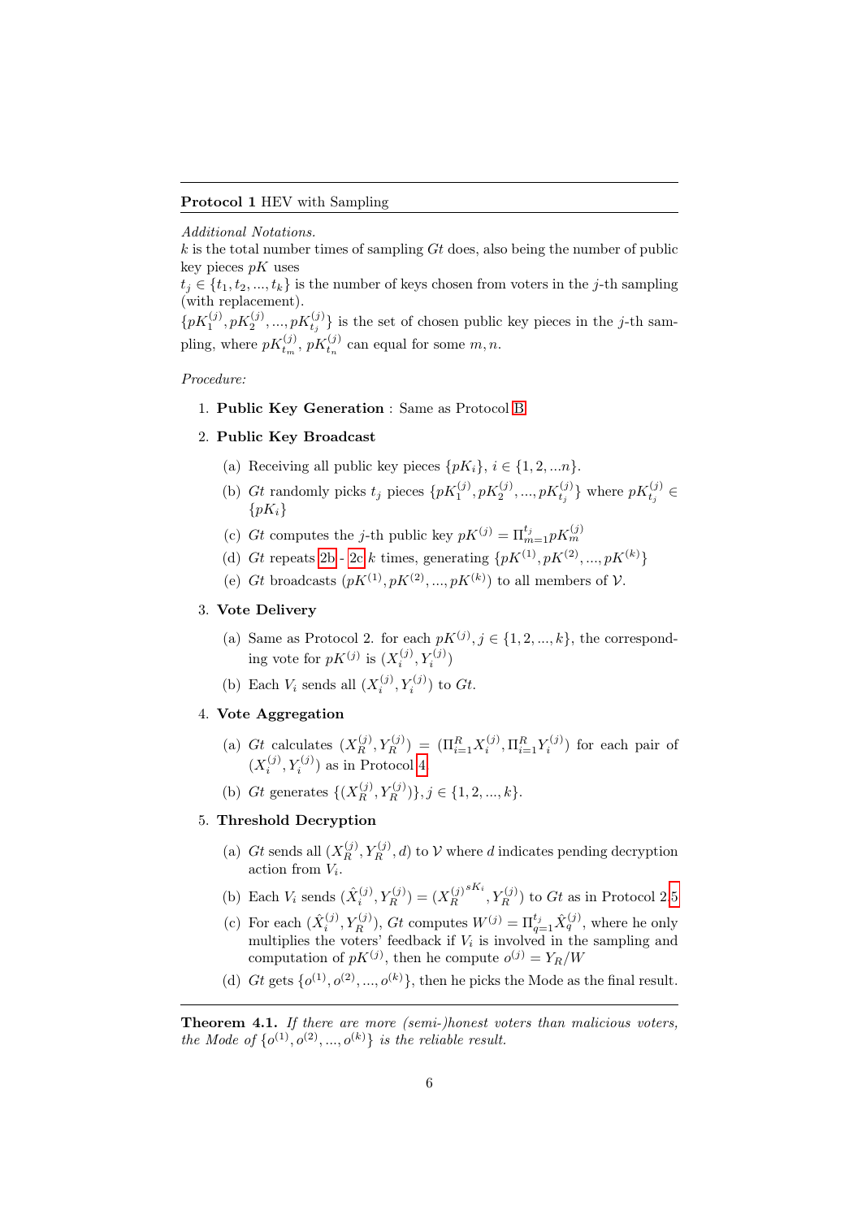**Protocol 1** HEV with Sampling

*Additional Notations.*

$k$ is the total number times of sampling $Gt$ does, also being the number of public key pieces $pK$ uses

$t_j \in \{t_1, t_2, ..., t_k\}$ is the number of keys chosen from voters in the $j$-th sampling (with replacement).

$\{pK_1^{(j)}, pK_2^{(j)}, ..., pK_{t_j}^{(j)}\}$ is the set of chosen public key pieces in the $j$-th sampling, where $pK_{t_m}^{(j)}$, $pK_{t_n}^{(j)}$ can equal for some $m, n$.

*Procedure:*

1. **Public Key Generation** : Same as Protocol B
2. **Public Key Broadcast**
   (a) Receiving all public key pieces $\{pK_i\}$, $i \in \{1, 2, ...n\}$.
   (b) $Gt$ randomly picks $t_j$ pieces $\{pK_1^{(j)}, pK_2^{(j)}, ..., pK_{t_j}^{(j)}\}$ where $pK_{t_j}^{(j)} \in \{pK_i\}$
   (c) $Gt$ computes the $j$-th public key $pK^{(j)} = \Pi_{m=1}^{t_j} pK_m^{(j)}$
   (d) $Gt$ repeats 2b - 2c $k$ times, generating $\{pK^{(1)}, pK^{(2)}, ..., pK^{(k)}\}$
   (e) $Gt$ broadcasts $(pK^{(1)}, pK^{(2)}, ..., pK^{(k)})$ to all members of $\mathcal{V}$.
3. **Vote Delivery**
   (a) Same as Protocol 2. for each $pK^{(j)}, j \in \{1, 2, ..., k\}$, the corresponding vote for $pK^{(j)}$ is $(X_i^{(j)}, Y_i^{(j)})$
   (b) Each $V_i$ sends all $(X_i^{(j)}, Y_i^{(j)})$ to $Gt$.
4. **Vote Aggregation**
   (a) $Gt$ calculates $(X_R^{(j)}, Y_R^{(j)}) = (\Pi_{i=1}^{R} X_i^{(j)}, \Pi_{i=1}^{R} Y_i^{(j)})$ for each pair of $(X_i^{(j)}, Y_i^{(j)})$ as in Protocol 4
   (b) $Gt$ generates $\{(X_R^{(j)}, Y_R^{(j)})\}, j \in \{1, 2, ..., k\}$.
5. **Threshold Decryption**
   (a) $Gt$ sends all $(X_R^{(j)}, Y_R^{(j)}, d)$ to $\mathcal{V}$ where $d$ indicates pending decryption action from $V_i$.
   (b) Each $V_i$ sends $(\hat{X}_i^{(j)}, Y_R^{(j)}) = ({X_R^{(j)}}^{sK_i}, Y_R^{(j)})$ to $Gt$ as in Protocol 2.5
   (c) For each $(\hat{X}_i^{(j)}, Y_R^{(j)})$, $Gt$ computes $W^{(j)} = \Pi_{q=1}^{t_j} \hat{X}_q^{(j)}$, where he only multiplies the voters' feedback if $V_i$ is involved in the sampling and computation of $pK^{(j)}$, then he compute $o^{(j)} = Y_R/W$
   (d) $Gt$ gets $\{o^{(1)}, o^{(2)}, ..., o^{(k)}\}$, then he picks the Mode as the final result.

**Theorem 4.1.** *If there are more (semi-)honest voters than malicious voters, the Mode of* $\{o^{(1)}, o^{(2)}, ..., o^{(k)}\}$ *is the reliable result.*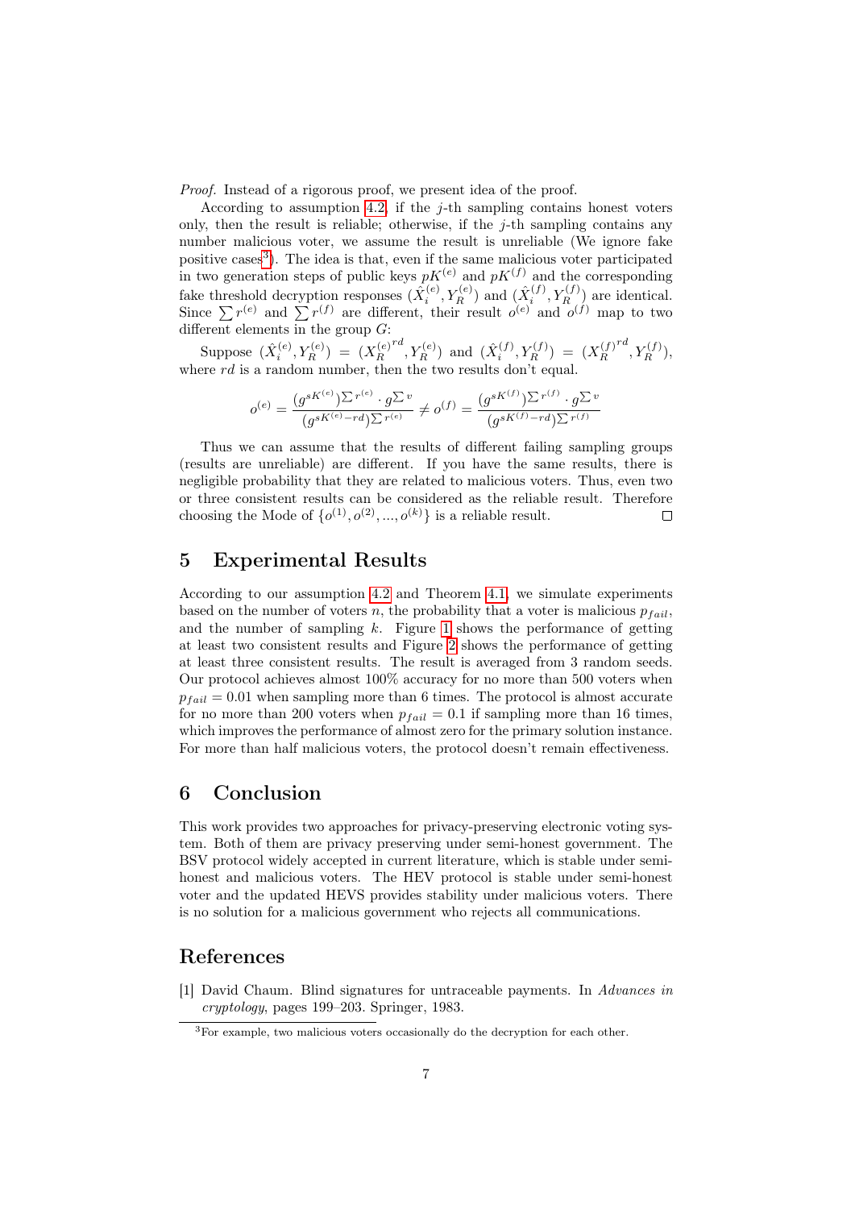*Proof.* Instead of a rigorous proof, we present idea of the proof.

According to assumption 4.2, if the $j$-th sampling contains honest voters only, then the result is reliable; otherwise, if the $j$-th sampling contains any number malicious voter, we assume the result is unreliable (We ignore fake positive cases[3]). The idea is that, even if the same malicious voter participated in two generation steps of public keys $pK^{(e)}$ and $pK^{(f)}$ and the corresponding fake threshold decryption responses $(\hat{X}_i^{(e)}, Y_R^{(e)})$ and $(\hat{X}_i^{(f)}, Y_R^{(f)})$ are identical. Since $\sum r^{(e)}$ and $\sum r^{(f)}$ are different, their result $o^{(e)}$ and $o^{(f)}$ map to two different elements in the group $G$:

Suppose $(\hat{X}_i^{(e)}, Y_R^{(e)}) = ({X_R^{(e)}}^{rd}, Y_R^{(e)})$ and $(\hat{X}_i^{(f)}, Y_R^{(f)}) = ({X_R^{(f)}}^{rd}, Y_R^{(f)})$, where $rd$ is a random number, then the two results don't equal.

$$o^{(e)} = \frac{(g^{sK^{(e)}})^{\sum r^{(e)}} \cdot g^{\sum v}}{(g^{sK^{(e)}-rd})^{\sum r^{(e)}}} \neq o^{(f)} = \frac{(g^{sK^{(f)}})^{\sum r^{(f)}} \cdot g^{\sum v}}{(g^{sK^{(f)}-rd})^{\sum r^{(f)}}}$$

Thus we can assume that the results of different failing sampling groups (results are unreliable) are different. If you have the same results, there is negligible probability that they are related to malicious voters. Thus, even two or three consistent results can be considered as the reliable result. Therefore choosing the Mode of $\{o^{(1)}, o^{(2)}, ..., o^{(k)}\}$ is a reliable result. $\square$

## 5 Experimental Results

According to our assumption 4.2 and Theorem 4.1, we simulate experiments based on the number of voters $n$, the probability that a voter is malicious $p_{fail}$, and the number of sampling $k$. Figure 1 shows the performance of getting at least two consistent results and Figure 2 shows the performance of getting at least three consistent results. The result is averaged from 3 random seeds. Our protocol achieves almost 100% accuracy for no more than 500 voters when $p_{fail} = 0.01$ when sampling more than 6 times. The protocol is almost accurate for no more than 200 voters when $p_{fail} = 0.1$ if sampling more than 16 times, which improves the performance of almost zero for the primary solution instance. For more than half malicious voters, the protocol doesn't remain effectiveness.

## 6 Conclusion

This work provides two approaches for privacy-preserving electronic voting system. Both of them are privacy preserving under semi-honest government. The BSV protocol widely accepted in current literature, which is stable under semi-honest and malicious voters. The HEV protocol is stable under semi-honest voter and the updated HEVS provides stability under malicious voters. There is no solution for a malicious government who rejects all communications.

## References

[1] David Chaum. Blind signatures for untraceable payments. In *Advances in cryptology*, pages 199–203. Springer, 1983.

---

[3] For example, two malicious voters occasionally do the decryption for each other.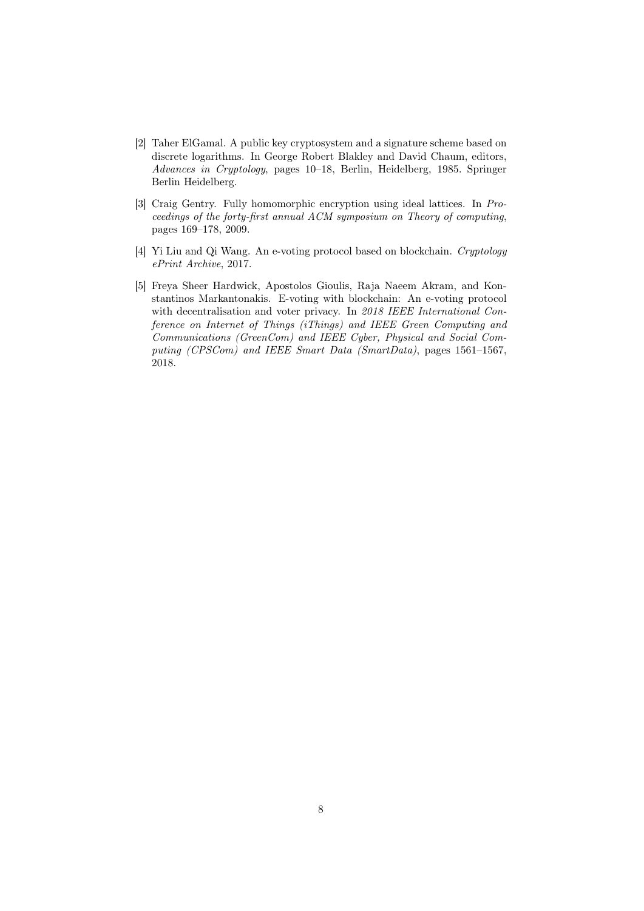[2] Taher ElGamal. A public key cryptosystem and a signature scheme based on discrete logarithms. In George Robert Blakley and David Chaum, editors, *Advances in Cryptology*, pages 10–18, Berlin, Heidelberg, 1985. Springer Berlin Heidelberg.

[3] Craig Gentry. Fully homomorphic encryption using ideal lattices. In *Proceedings of the forty-first annual ACM symposium on Theory of computing*, pages 169–178, 2009.

[4] Yi Liu and Qi Wang. An e-voting protocol based on blockchain. *Cryptology ePrint Archive*, 2017.

[5] Freya Sheer Hardwick, Apostolos Gioulis, Raja Naeem Akram, and Konstantinos Markantonakis. E-voting with blockchain: An e-voting protocol with decentralisation and voter privacy. In *2018 IEEE International Conference on Internet of Things (iThings) and IEEE Green Computing and Communications (GreenCom) and IEEE Cyber, Physical and Social Computing (CPSCom) and IEEE Smart Data (SmartData)*, pages 1561–1567, 2018.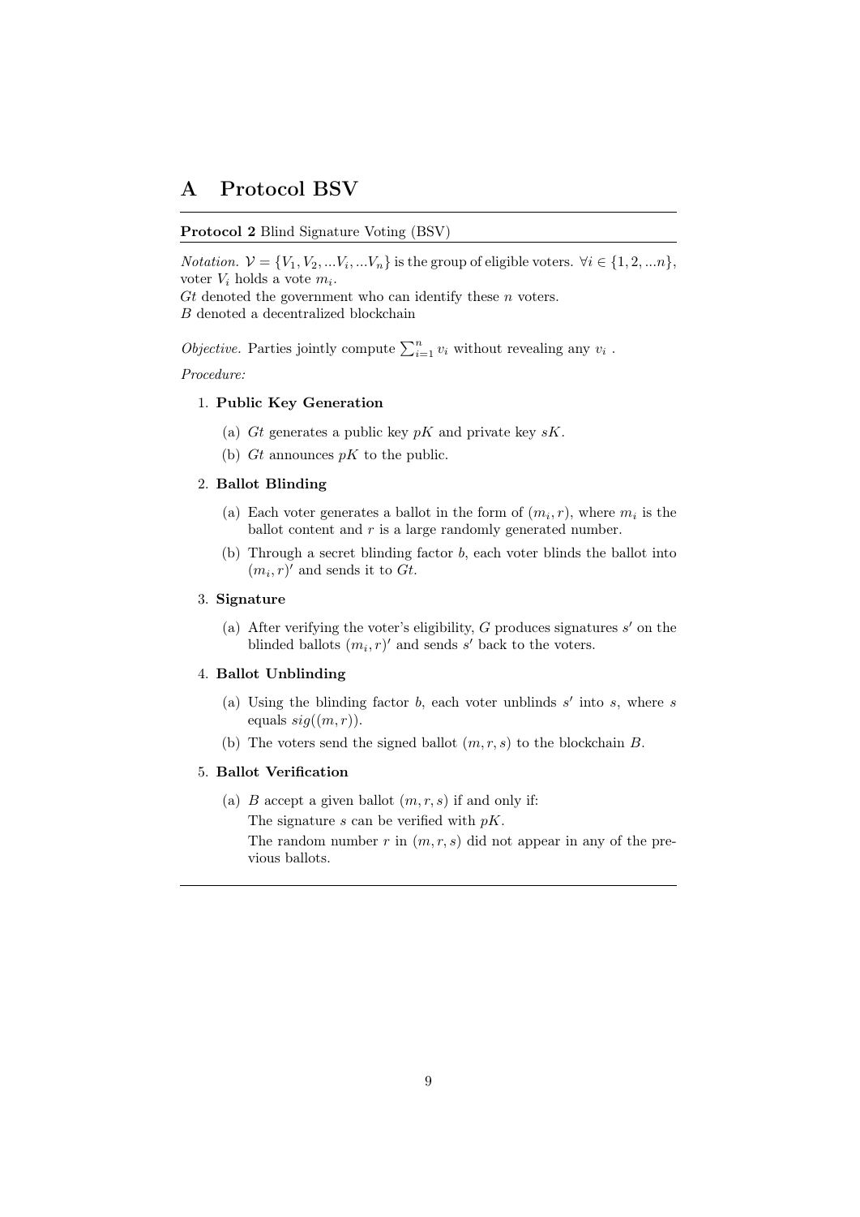# A Protocol BSV

**Protocol 2** Blind Signature Voting (BSV)

*Notation.* $\mathcal{V} = \{V_1, V_2, ...V_i, ...V_n\}$ is the group of eligible voters. $\forall i \in \{1, 2, ...n\}$, voter $V_i$ holds a vote $m_i$.
$Gt$ denoted the government who can identify these $n$ voters.
$B$ denoted a decentralized blockchain

*Objective.* Parties jointly compute $\sum_{i=1}^{n} v_i$ without revealing any $v_i$ .

*Procedure:*

1. **Public Key Generation**
   (a) $Gt$ generates a public key $pK$ and private key $sK$.
   (b) $Gt$ announces $pK$ to the public.
2. **Ballot Blinding**
   (a) Each voter generates a ballot in the form of $(m_i, r)$, where $m_i$ is the ballot content and $r$ is a large randomly generated number.
   (b) Through a secret blinding factor $b$, each voter blinds the ballot into $(m_i, r)'$ and sends it to $Gt$.
3. **Signature**
   (a) After verifying the voter's eligibility, $G$ produces signatures $s'$ on the blinded ballots $(m_i, r)'$ and sends $s'$ back to the voters.
4. **Ballot Unblinding**
   (a) Using the blinding factor $b$, each voter unblinds $s'$ into $s$, where $s$ equals $sig((m, r))$.
   (b) The voters send the signed ballot $(m, r, s)$ to the blockchain $B$.
5. **Ballot Verification**
   (a) $B$ accept a given ballot $(m, r, s)$ if and only if:
   The signature $s$ can be verified with $pK$.
   The random number $r$ in $(m, r, s)$ did not appear in any of the previous ballots.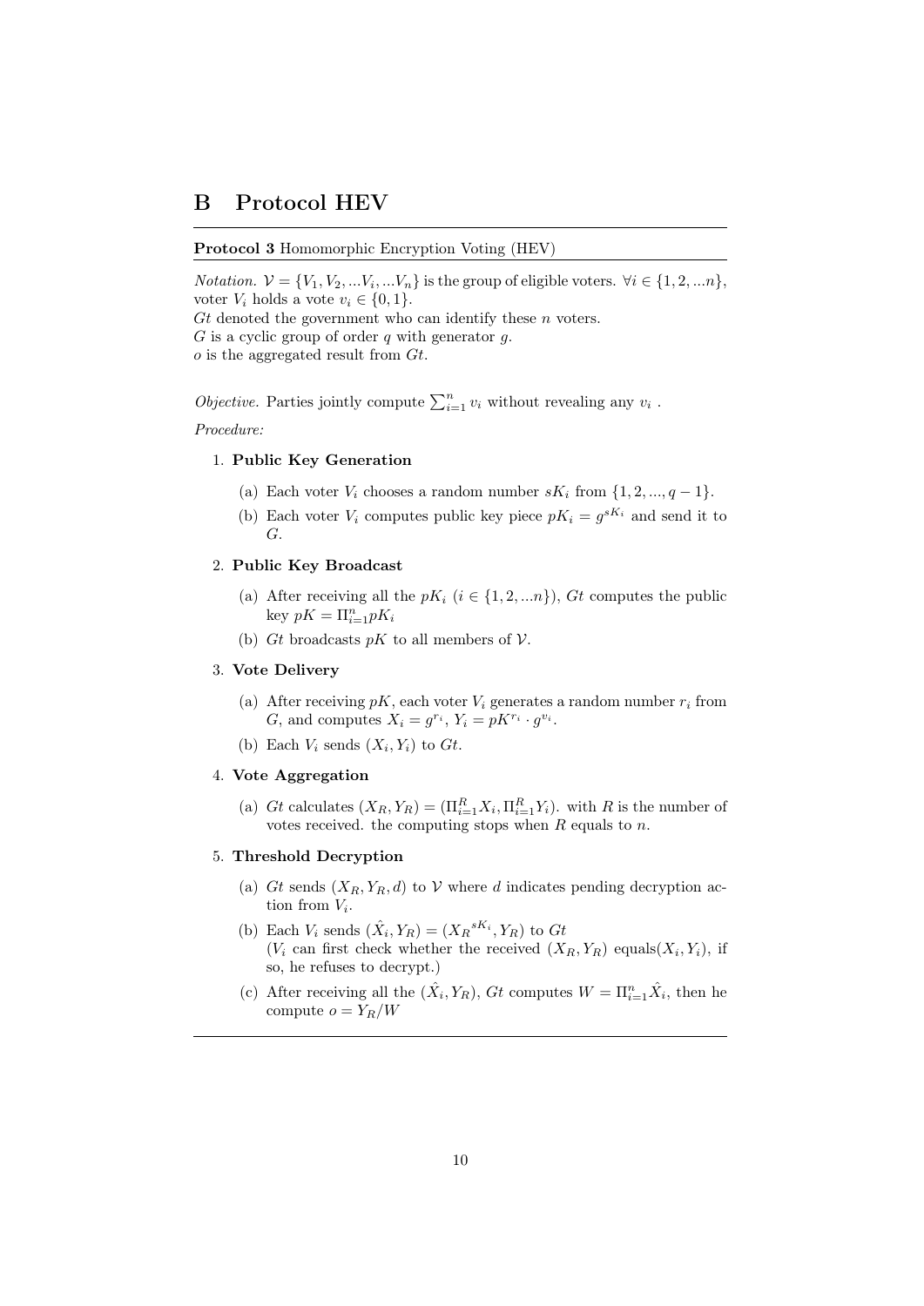# B Protocol HEV

**Protocol 3** Homomorphic Encryption Voting (HEV)

*Notation.* $\mathcal{V} = \{V_1, V_2, ...V_i, ...V_n\}$ is the group of eligible voters. $\forall i \in \{1, 2, ...n\}$, voter $V_i$ holds a vote $v_i \in \{0, 1\}$.
$Gt$ denoted the government who can identify these $n$ voters.
$G$ is a cyclic group of order $q$ with generator $g$.
$o$ is the aggregated result from $Gt$.

*Objective.* Parties jointly compute $\sum_{i=1}^{n} v_i$ without revealing any $v_i$ .

*Procedure:*

1. **Public Key Generation**
   (a) Each voter $V_i$ chooses a random number $sK_i$ from $\{1, 2, ..., q-1\}$.
   (b) Each voter $V_i$ computes public key piece $pK_i = g^{sK_i}$ and send it to $G$.

2. **Public Key Broadcast**
   (a) After receiving all the $pK_i$ ($i \in \{1, 2, ...n\}$), $Gt$ computes the public key $pK = \Pi_{i=1}^{n} pK_i$
   (b) $Gt$ broadcasts $pK$ to all members of $\mathcal{V}$.

3. **Vote Delivery**
   (a) After receiving $pK$, each voter $V_i$ generates a random number $r_i$ from $G$, and computes $X_i = g^{r_i}$, $Y_i = pK^{r_i} \cdot g^{v_i}$.
   (b) Each $V_i$ sends $(X_i, Y_i)$ to $Gt$.

4. **Vote Aggregation**
   (a) $Gt$ calculates $(X_R, Y_R) = (\Pi_{i=1}^{R} X_i, \Pi_{i=1}^{R} Y_i)$. with $R$ is the number of votes received. the computing stops when $R$ equals to $n$.

5. **Threshold Decryption**
   (a) $Gt$ sends $(X_R, Y_R, d)$ to $\mathcal{V}$ where $d$ indicates pending decryption action from $V_i$.
   (b) Each $V_i$ sends $(\hat{X}_i, Y_R) = ({X_R}^{sK_i}, Y_R)$ to $Gt$
   ($V_i$ can first check whether the received $(X_R, Y_R)$ equals$(X_i, Y_i)$, if so, he refuses to decrypt.)
   (c) After receiving all the $(\hat{X}_i, Y_R)$, $Gt$ computes $W = \Pi_{i=1}^{n} \hat{X}_i$, then he compute $o = Y_R / W$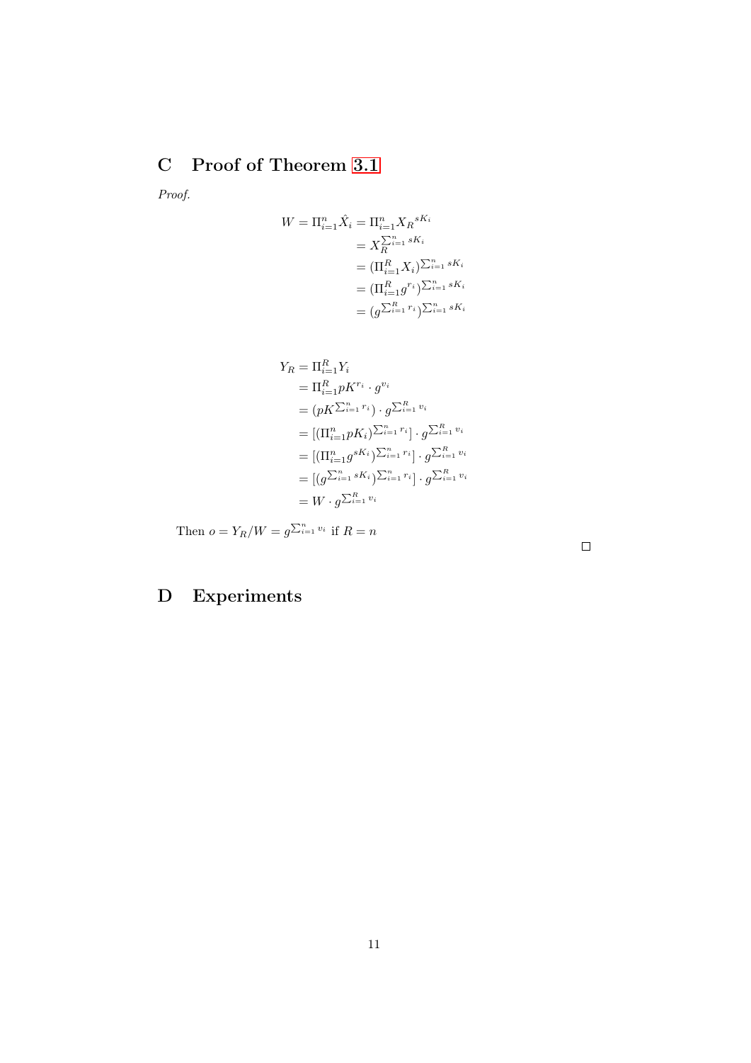## C Proof of Theorem 3.1

*Proof.*

$$
\begin{aligned}
W = \Pi_{i=1}^{n} \hat{X}_i &= \Pi_{i=1}^{n} {X_R}^{sK_i} \\
&= X_R^{\sum_{i=1}^{n} sK_i} \\
&= (\Pi_{i=1}^{R} X_i)^{\sum_{i=1}^{n} sK_i} \\
&= (\Pi_{i=1}^{R} g^{r_i})^{\sum_{i=1}^{n} sK_i} \\
&= (g^{\sum_{i=1}^{R} r_i})^{\sum_{i=1}^{n} sK_i}
\end{aligned}
$$

$$
\begin{aligned}
Y_R &= \Pi_{i=1}^{R} Y_i \\
&= \Pi_{i=1}^{R} pK^{r_i} \cdot g^{v_i} \\
&= (pK^{\sum_{i=1}^{n} r_i}) \cdot g^{\sum_{i=1}^{R} v_i} \\
&= [(\Pi_{i=1}^{n} pK_i)^{\sum_{i=1}^{n} r_i}] \cdot g^{\sum_{i=1}^{R} v_i} \\
&= [(\Pi_{i=1}^{n} g^{sK_i})^{\sum_{i=1}^{n} r_i}] \cdot g^{\sum_{i=1}^{R} v_i} \\
&= [(g^{\sum_{i=1}^{n} sK_i})^{\sum_{i=1}^{n} r_i}] \cdot g^{\sum_{i=1}^{R} v_i} \\
&= W \cdot g^{\sum_{i=1}^{R} v_i}
\end{aligned}
$$

Then $o = Y_R / W = g^{\sum_{i=1}^{n} v_i}$ if $R = n$

□

## D Experiments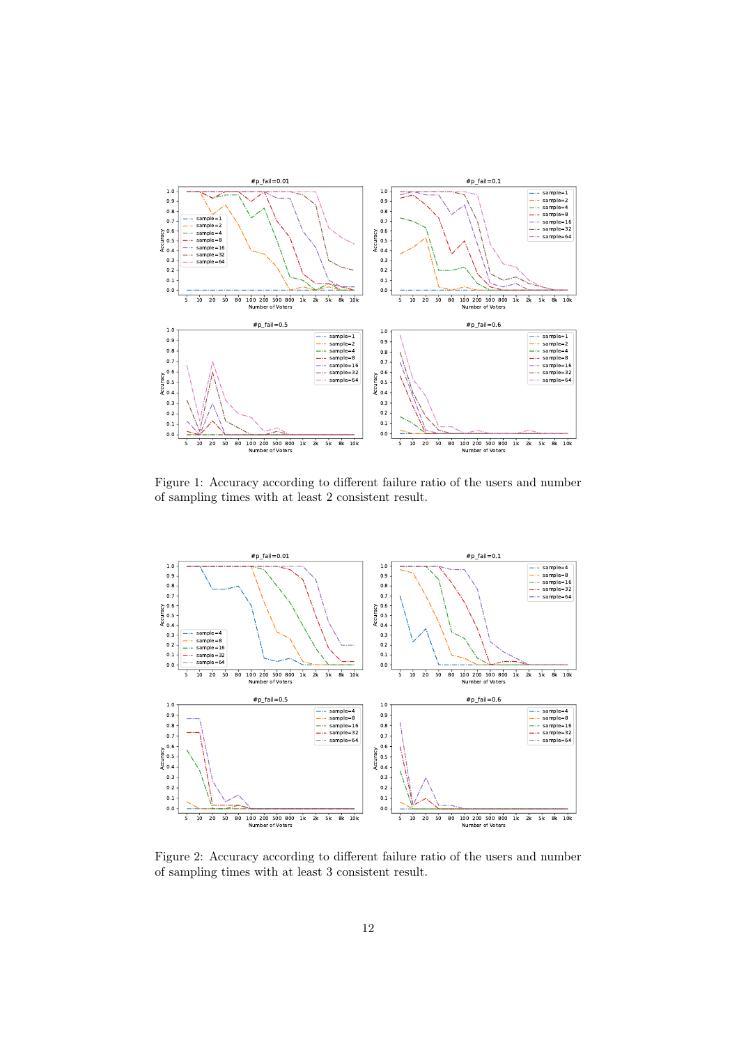#p_fail=0.01

1.0
0.9
0.8
0.7
0.6
0.5
0.4
0.3
0.2
0.1
0.0

Accuracy

5 10 20 50 80 100 200 500 800 1k 2k 5k 8k 10k

Number of Voters

sample=1
sample=2
sample=4
sample=8
sample=16
sample=32
sample=64

#p_fail=0.1

1.0
0.9
0.8
0.7
0.6
0.5
0.4
0.3
0.2
0.1
0.0

Accuracy

5 10 20 50 80 100 200 500 800 1k 2k 5k 8k 10k

Number of Voters

sample=1
sample=2
sample=4
sample=8
sample=16
sample=32
sample=64

#p_fail=0.5

1.0
0.9
0.8
0.7
0.6
0.5
0.4
0.3
0.2
0.1
0.0

Accuracy

5 10 20 50 80 100 200 500 800 1k 2k 5k 8k 10k

Number of Voters

sample=1
sample=2
sample=4
sample=8
sample=16
sample=32
sample=64

#p_fail=0.6

1.0
0.9
0.8
0.7
0.6
0.5
0.4
0.3
0.2
0.1
0.0

Accuracy

5 10 20 50 80 100 200 500 800 1k 2k 5k 8k 10k

Number of Voters

sample=1
sample=2
sample=4
sample=8
sample=16
sample=32
sample=64

Figure 1: Accuracy according to different failure ratio of the users and number of sampling times with at least 2 consistent result.

#p_fail=0.01

1.0
0.9
0.8
0.7
0.6
0.5
0.4
0.3
0.2
0.1
0.0

Accuracy

5 10 20 50 80 100 200 500 800 1k 2k 5k 8k 10k

Number of Voters

sample=4
sample=8
sample=16
sample=32
sample=64

#p_fail=0.1

1.0
0.9
0.8
0.7
0.6
0.5
0.4
0.3
0.2
0.1
0.0

Accuracy

5 10 20 50 80 100 200 500 800 1k 2k 5k 8k 10k

Number of Voters

sample=4
sample=8
sample=16
sample=32
sample=64

#p_fail=0.5

1.0
0.9
0.8
0.7
0.6
0.5
0.4
0.3
0.2
0.1
0.0

Accuracy

5 10 20 50 80 100 200 500 800 1k 2k 5k 8k 10k

Number of Voters

sample=4
sample=8
sample=16
sample=32
sample=64

#p_fail=0.6

1.0
0.9
0.8
0.7
0.6
0.5
0.4
0.3
0.2
0.1
0.0

Accuracy

5 10 20 50 80 100 200 500 800 1k 2k 5k 8k 10k

Number of Voters

sample=4
sample=8
sample=16
sample=32
sample=64

Figure 2: Accuracy according to different failure ratio of the users and number of sampling times with at least 3 consistent result.